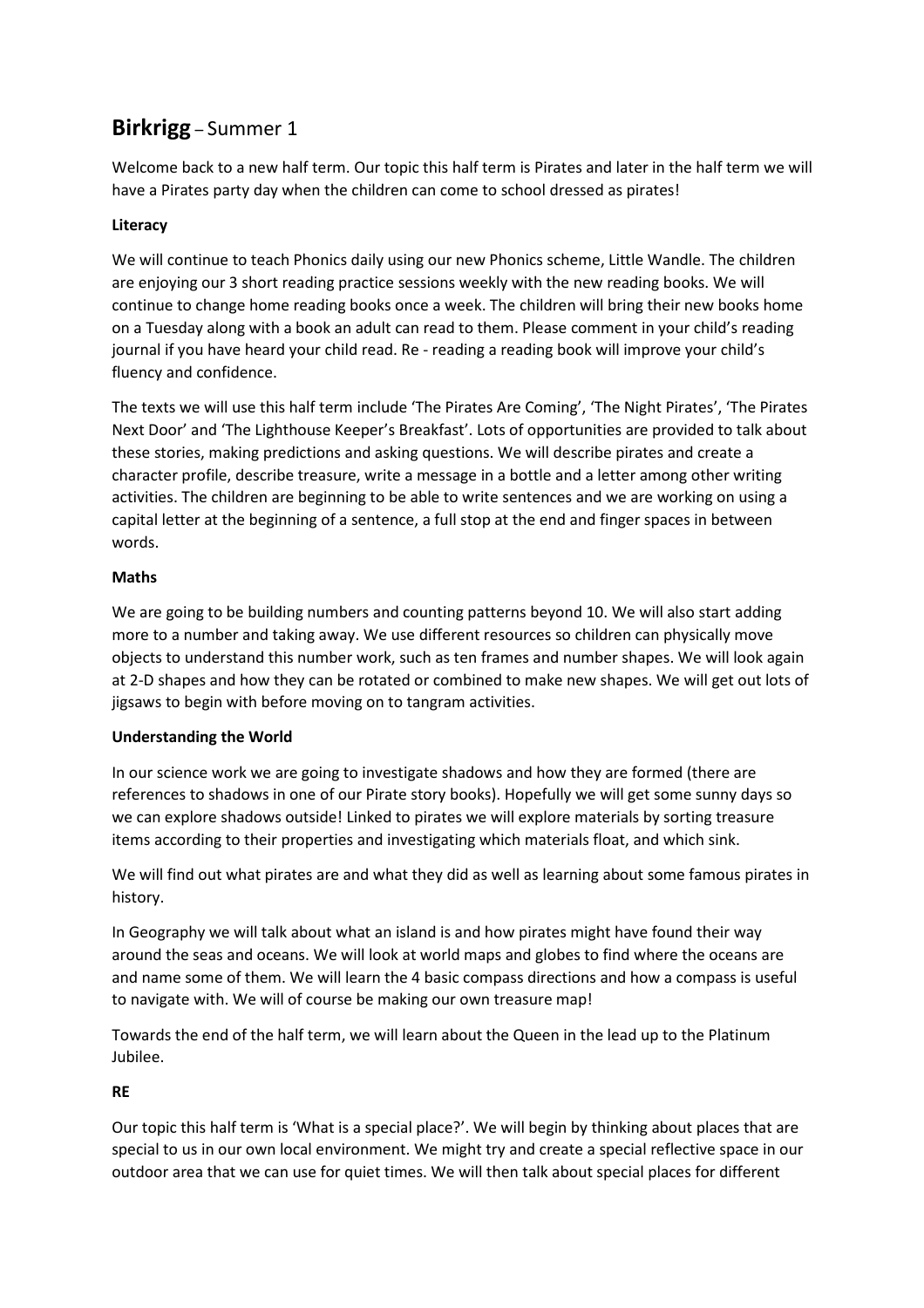# **Birkrigg** – Summer 1

Welcome back to a new half term. Our topic this half term is Pirates and later in the half term we will have a Pirates party day when the children can come to school dressed as pirates!

**Literacy**

We will continue to teach Phonics daily using our new Phonics scheme, Little Wandle. The children are enjoying our 3 short reading practice sessions weekly with the new reading books. We will continue to change home reading books once a week. The children will bring their new books home on a Tuesday along with a book an adult can read to them. Please comment in your child's reading journal if you have heard your child read. Re - reading a reading book will improve your child's fluency and confidence.

The texts we will use this half term include 'The Pirates Are Coming', 'The Night Pirates', 'The Pirates Next Door' and 'The Lighthouse Keeper's Breakfast'. Lots of opportunities are provided to talk about these stories, making predictions and asking questions. We will describe pirates and create a character profile, describe treasure, write a message in a bottle and a letter among other writing activities. The children are beginning to be able to write sentences and we are working on using a capital letter at the beginning of a sentence, a full stop at the end and finger spaces in between words.

**Maths**

We are going to be building numbers and counting patterns beyond 10. We will also start adding more to a number and taking away. We use different resources so children can physically move objects to understand this number work, such as ten frames and number shapes. We will look again at 2-D shapes and how they can be rotated or combined to make new shapes. We will get out lots of jigsaws to begin with before moving on to tangram activities.

**Understanding the World**

In our science work we are going to investigate shadows and how they are formed (there are references to shadows in one of our Pirate story books). Hopefully we will get some sunny days so we can explore shadows outside! Linked to pirates we will explore materials by sorting treasure items according to their properties and investigating which materials float, and which sink.

We will find out what pirates are and what they did as well as learning about some famous pirates in history.

In Geography we will talk about what an island is and how pirates might have found their way around the seas and oceans. We will look at world maps and globes to find where the oceans are and name some of them. We will learn the 4 basic compass directions and how a compass is useful to navigate with. We will of course be making our own treasure map!

Towards the end of the half term, we will learn about the Queen in the lead up to the Platinum Jubilee.

**RE**

Our topic this half term is 'What is a special place?'. We will begin by thinking about places that are special to us in our own local environment. We might try and create a special reflective space in our outdoor area that we can use for quiet times. We will then talk about special places for different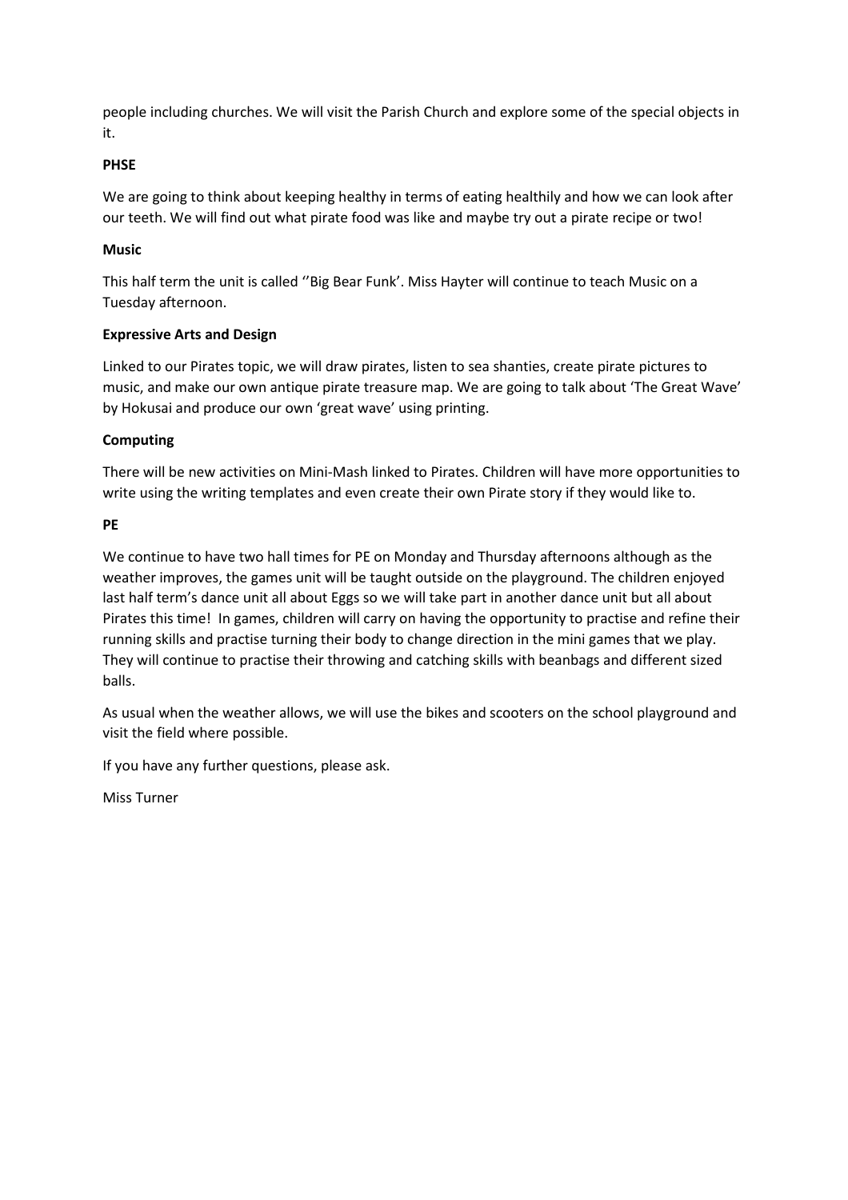people including churches. We will visit the Parish Church and explore some of the special objects in it.

**PHSE**

We are going to think about keeping healthy in terms of eating healthily and how we can look after our teeth. We will find out what pirate food was like and maybe try out a pirate recipe or two!

**Music**

This half term the unit is called ''Big Bear Funk'. Miss Hayter will continue to teach Music on a Tuesday afternoon.

**Expressive Arts and Design**

Linked to our Pirates topic, we will draw pirates, listen to sea shanties, create pirate pictures to music, and make our own antique pirate treasure map. We are going to talk about 'The Great Wave' by Hokusai and produce our own 'great wave' using printing.

**Computing**

There will be new activities on Mini-Mash linked to Pirates. Children will have more opportunities to write using the writing templates and even create their own Pirate story if they would like to.

**PE**

We continue to have two hall times for PE on Monday and Thursday afternoons although as the weather improves, the games unit will be taught outside on the playground. The children enjoyed last half term's dance unit all about Eggs so we will take part in another dance unit but all about Pirates this time! In games, children will carry on having the opportunity to practise and refine their running skills and practise turning their body to change direction in the mini games that we play. They will continue to practise their throwing and catching skills with beanbags and different sized balls.

As usual when the weather allows, we will use the bikes and scooters on the school playground and visit the field where possible.

If you have any further questions, please ask.

Miss Turner